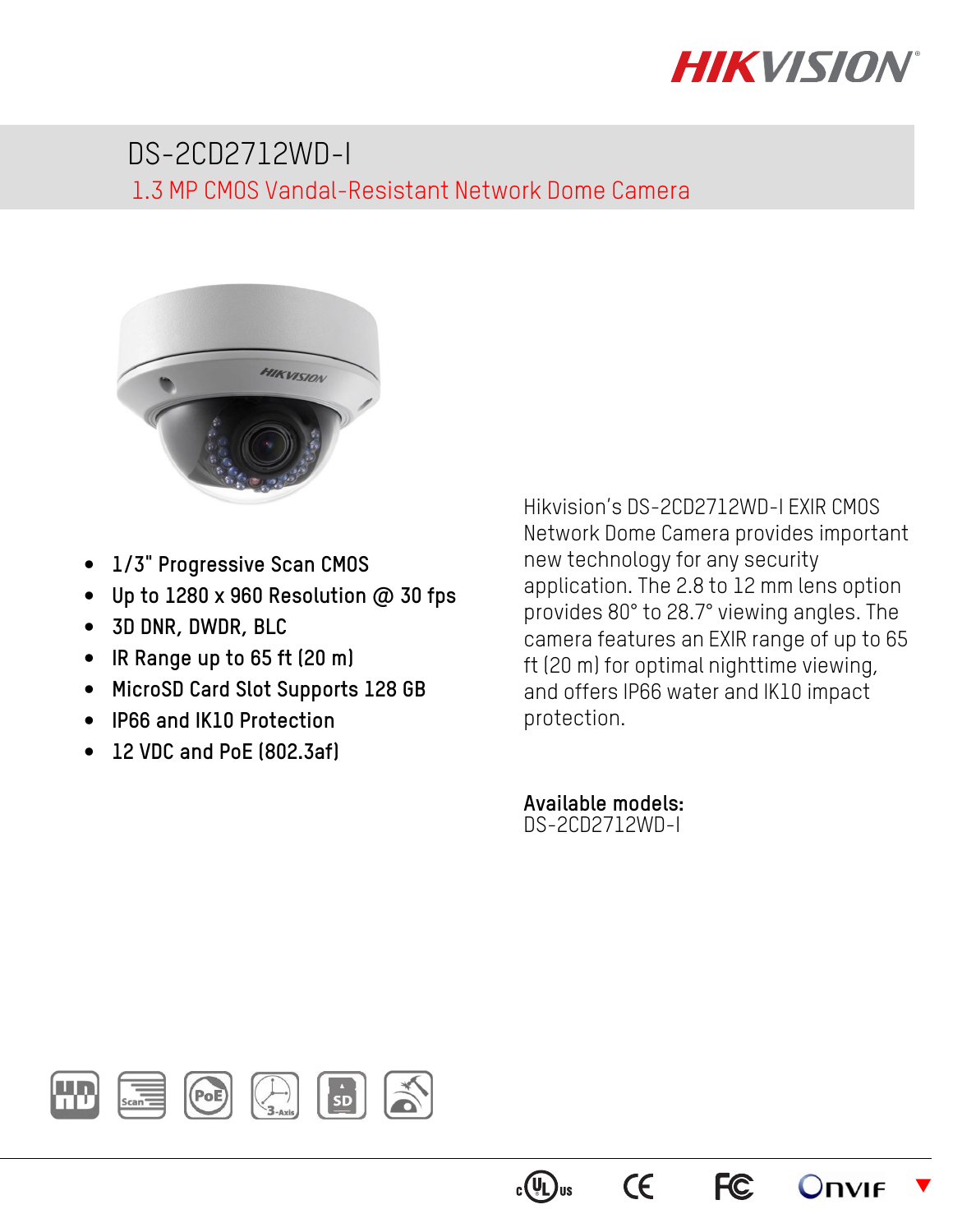# DS-2CD2712WD-I

## 1.3 MP CMOS Vandal-Resistant Network Dome Camera

- 1/3" Progressive Scan CMOS
- Up to 1280 x 960 Resolution @ 30 fps
- 3D DNR, DWDR, BLC
- IR Range up to 65 ft (20 m)
- MicroSD Card Slot Supports 128 GB
- IP66 and IK10 Protection
- 12 VDC and PoE (802.3af)

Hikvision's DS-2CD2712WD-I EXIR CMOS Network Dome Camera provides important new technology for any security application. The 2.8 to 12 mm lens option provides 80° to 28.7° viewing angles. The camera features an EXIR range of up to 65 ft (20 m) for optimal nighttime viewing, and offers IP66 water and IK10 impact protection.

**Available models:**
DS-2CD2712WD-I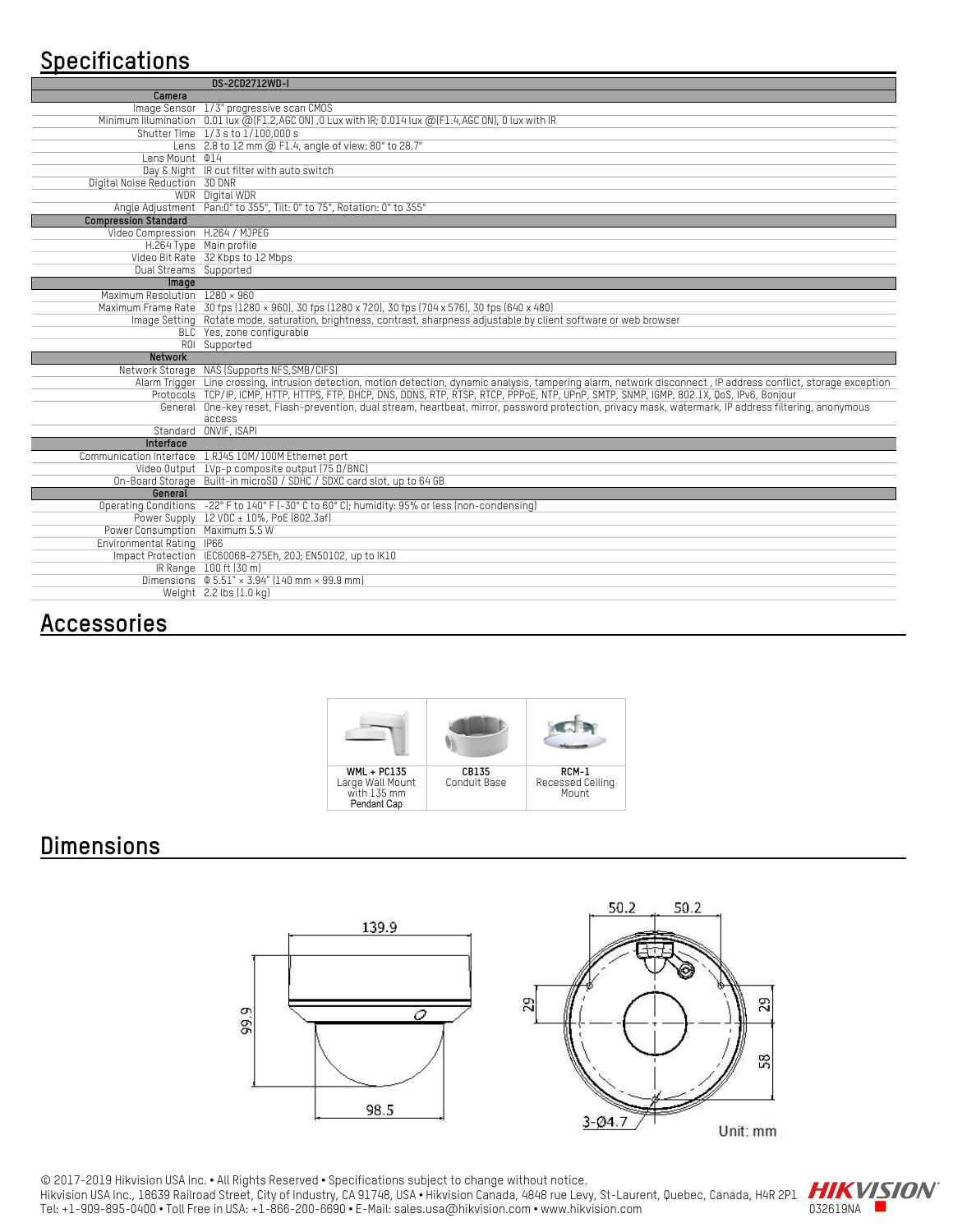## Specifications

| | DS-2CD2712WD-I |
|---|---|
| **Camera** | |
| Image Sensor | 1/3" progressive scan CMOS |
| Minimum Illumination | 0.01 lux @(F1.2,AGC ON) ,0 Lux with IR; 0.014 lux @(F1.4,AGC ON), 0 lux with IR |
| Shutter Time | 1/3 s to 1/100,000 s |
| Lens | 2.8 to 12 mm @ F1.4, angle of view: 80° to 28.7° |
| Lens Mount | Φ14 |
| Day & Night | IR cut filter with auto switch |
| Digital Noise Reduction | 3D DNR |
| WDR | Digital WDR |
| Angle Adjustment | Pan:0° to 355°, Tilt: 0° to 75°, Rotation: 0° to 355° |
| **Compression Standard** | |
| Video Compression | H.264 / MJPEG |
| H.264 Type | Main profile |
| Video Bit Rate | 32 Kbps to 12 Mbps |
| Dual Streams | Supported |
| **Image** | |
| Maximum Resolution | 1280 × 960 |
| Maximum Frame Rate | 30 fps (1280 × 960), 30 fps (1280 x 720), 30 fps (704 x 576), 30 fps (640 x 480) |
| Image Setting | Rotate mode, saturation, brightness, contrast, sharpness adjustable by client software or web browser |
| BLC | Yes, zone configurable |
| ROI | Supported |
| **Network** | |
| Network Storage | NAS (Supports NFS,SMB/CIFS) |
| Alarm Trigger | Line crossing, intrusion detection, motion detection, dynamic analysis, tampering alarm, network disconnect , IP address conflict, storage exception |
| Protocols | TCP/IP, ICMP, HTTP, HTTPS, FTP, DHCP, DNS, DDNS, RTP, RTSP, RTCP, PPPoE, NTP, UPnP, SMTP, SNMP, IGMP, 802.1X, QoS, IPv6, Bonjour |
| General | One-key reset, Flash-prevention, dual stream, heartbeat, mirror, password protection, privacy mask, watermark, IP address filtering, anonymous access |
| Standard | ONVIF, ISAPI |
| **Interface** | |
| Communication Interface | 1 RJ45 10M/100M Ethernet port |
| Video Output | 1Vp-p composite output (75 Ω/BNC) |
| On-Board Storage | Built-in microSD / SDHC / SDXC card slot, up to 64 GB |
| **General** | |
| Operating Conditions | -22° F to 140° F (-30° C to 60° C); humidity: 95% or less (non-condensing) |
| Power Supply | 12 VDC ± 10%, PoE (802.3af) |
| Power Consumption | Maximum 5.5 W |
| Environmental Rating | IP66 |
| Impact Protection | IEC60068-275Eh, 20J; EN50102, up to IK10 |
| IR Range | 100 ft (30 m) |
| Dimensions | Φ 5.51" × 3.94" (140 mm × 99.9 mm) |
| Weight | 2.2 lbs (1.0 kg) |

## Accessories

| | | |
|---|---|---|
| **WML + PC135** Large Wall Mount with 135 mm Pendant Cap | **CB135** Conduit Base | **RCM-1** Recessed Ceiling Mount |

## Dimensions

139.9
99.9
98.5
50.2
50.2
29
29
58
3-Ø4.7
Unit: mm

© 2017-2019 Hikvision USA Inc. • All Rights Reserved • Specifications subject to change without notice.
Hikvision USA Inc., 18639 Railroad Street, City of Industry, CA 91748, USA • Hikvision Canada, 4848 rue Levy, St-Laurent, Quebec, Canada, H4R 2P1
Tel: +1-909-895-0400 • Toll Free in USA: +1-866-200-6690 • E-Mail: sales.usa@hikvision.com • www.hikvision.com

HIKVISION
032619NA